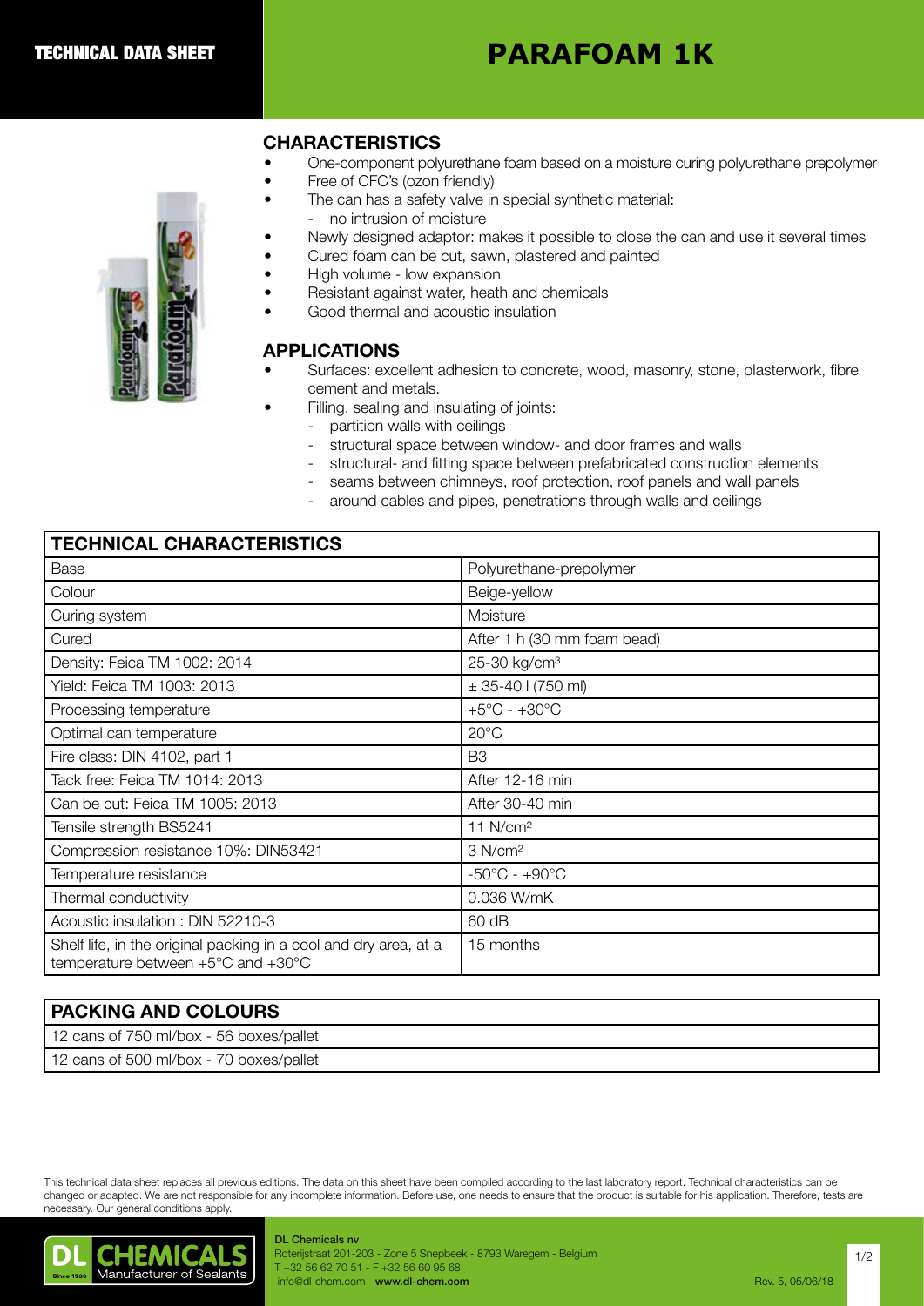# TECHNICAL DATA SHEET

# PARAFOAM 1K

## CHARACTERISTICS

- One-component polyurethane foam based on a moisture curing polyurethane prepolymer
- Free of CFC's (ozon friendly)
- The can has a safety valve in special synthetic material:
  - no intrusion of moisture
- Newly designed adaptor: makes it possible to close the can and use it several times
- Cured foam can be cut, sawn, plastered and painted
- High volume - low expansion
- Resistant against water, heath and chemicals
- Good thermal and acoustic insulation

## APPLICATIONS

- Surfaces: excellent adhesion to concrete, wood, masonry, stone, plasterwork, fibre cement and metals.
- Filling, sealing and insulating of joints:
  - partition walls with ceilings
  - structural space between window- and door frames and walls
  - structural- and fitting space between prefabricated construction elements
  - seams between chimneys, roof protection, roof panels and wall panels
  - around cables and pipes, penetrations through walls and ceilings

| TECHNICAL CHARACTERISTICS | |
|---|---|
| Base | Polyurethane-prepolymer |
| Colour | Beige-yellow |
| Curing system | Moisture |
| Cured | After 1 h (30 mm foam bead) |
| Density: Feica TM 1002: 2014 | 25-30 kg/cm³ |
| Yield: Feica TM 1003: 2013 | ± 35-40 l (750 ml) |
| Processing temperature | +5°C - +30°C |
| Optimal can temperature | 20°C |
| Fire class: DIN 4102, part 1 | B3 |
| Tack free: Feica TM 1014: 2013 | After 12-16 min |
| Can be cut: Feica TM 1005: 2013 | After 30-40 min |
| Tensile strength BS5241 | 11 N/cm² |
| Compression resistance 10%: DIN53421 | 3 N/cm² |
| Temperature resistance | -50°C - +90°C |
| Thermal conductivity | 0.036 W/mK |
| Acoustic insulation : DIN 52210-3 | 60 dB |
| Shelf life, in the original packing in a cool and dry area, at a temperature between +5°C and +30°C | 15 months |

| PACKING AND COLOURS |
|---|
| 12 cans of 750 ml/box - 56 boxes/pallet |
| 12 cans of 500 ml/box - 70 boxes/pallet |

This technical data sheet replaces all previous editions. The data on this sheet have been compiled according to the last laboratory report. Technical characteristics can be changed or adapted. We are not responsible for any incomplete information. Before use, one needs to ensure that the product is suitable for his application. Therefore, tests are necessary. Our general conditions apply.

DL CHEMICALS Manufacturer of Sealants Since 1936

DL Chemicals nv
Roterijstraat 201-203 - Zone 5 Snepbeek - 8793 Waregem - Belgium
T +32 56 62 70 51 - F +32 56 60 95 68
info@dl-chem.com - www.dl-chem.com

Rev. 5, 05/06/18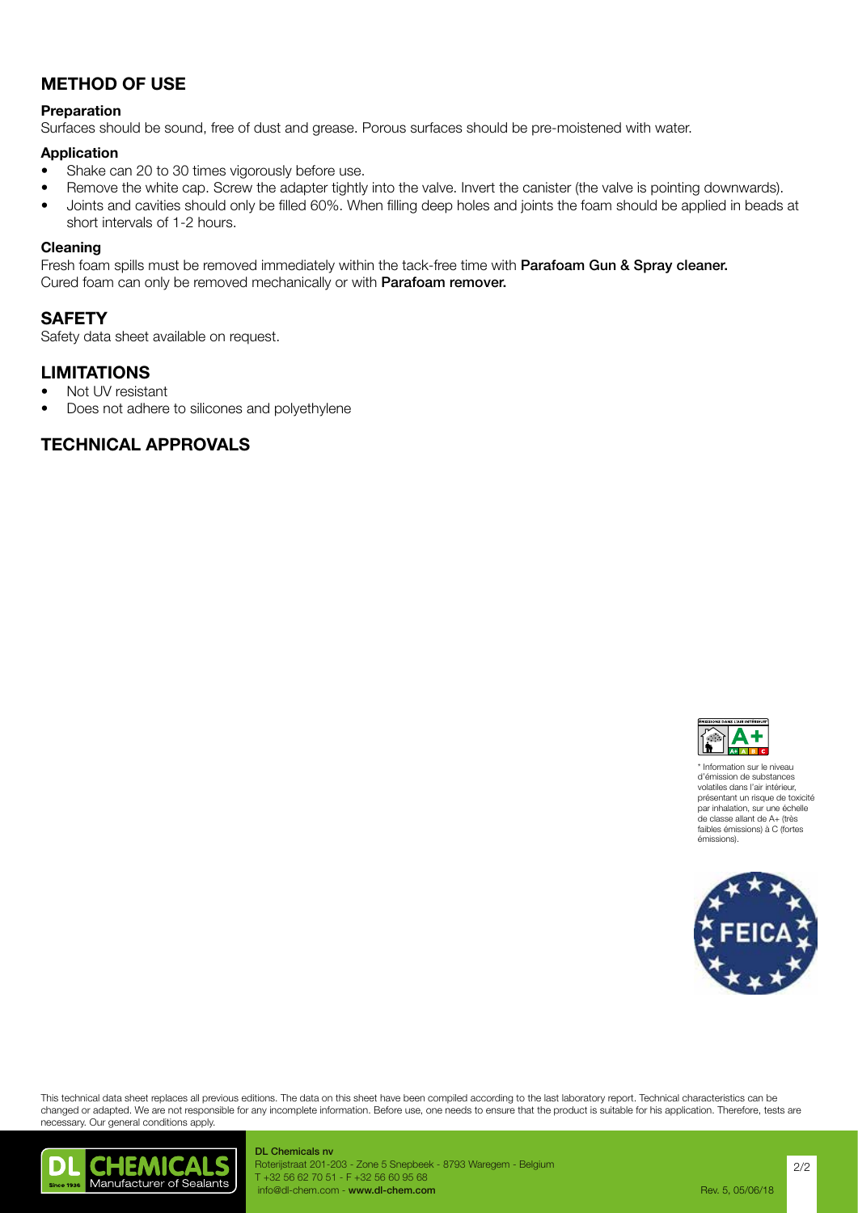## METHOD OF USE

### Preparation

Surfaces should be sound, free of dust and grease. Porous surfaces should be pre-moistened with water.

### Application

- Shake can 20 to 30 times vigorously before use.
- Remove the white cap. Screw the adapter tightly into the valve. Invert the canister (the valve is pointing downwards).
- Joints and cavities should only be filled 60%. When filling deep holes and joints the foam should be applied in beads at short intervals of 1-2 hours.

### Cleaning

Fresh foam spills must be removed immediately within the tack-free time with **Parafoam Gun & Spray cleaner.**
Cured foam can only be removed mechanically or with **Parafoam remover.**

## SAFETY

Safety data sheet available on request.

## LIMITATIONS

- Not UV resistant
- Does not adhere to silicones and polyethylene

## TECHNICAL APPROVALS

ÉMISSIONS DANS L'AIR INTÉRIEUR*
A+
A+ A B C

* Information sur le niveau d'émission de substances volatiles dans l'air intérieur, présentant un risque de toxicité par inhalation, sur une échelle de classe allant de A+ (très faibles émissions) à C (fortes émissions).

FEICA

This technical data sheet replaces all previous editions. The data on this sheet have been compiled according to the last laboratory report. Technical characteristics can be changed or adapted. We are not responsible for any incomplete information. Before use, one needs to ensure that the product is suitable for his application. Therefore, tests are necessary. Our general conditions apply.

DL CHEMICALS Since 1936 Manufacturer of Sealants

**DL Chemicals nv**
Roterijstraat 201-203 - Zone 5 Snepbeek - 8793 Waregem - Belgium
T +32 56 62 70 51 - F +32 56 60 95 68
info@dl-chem.com - **www.dl-chem.com**

Rev. 5, 05/06/18